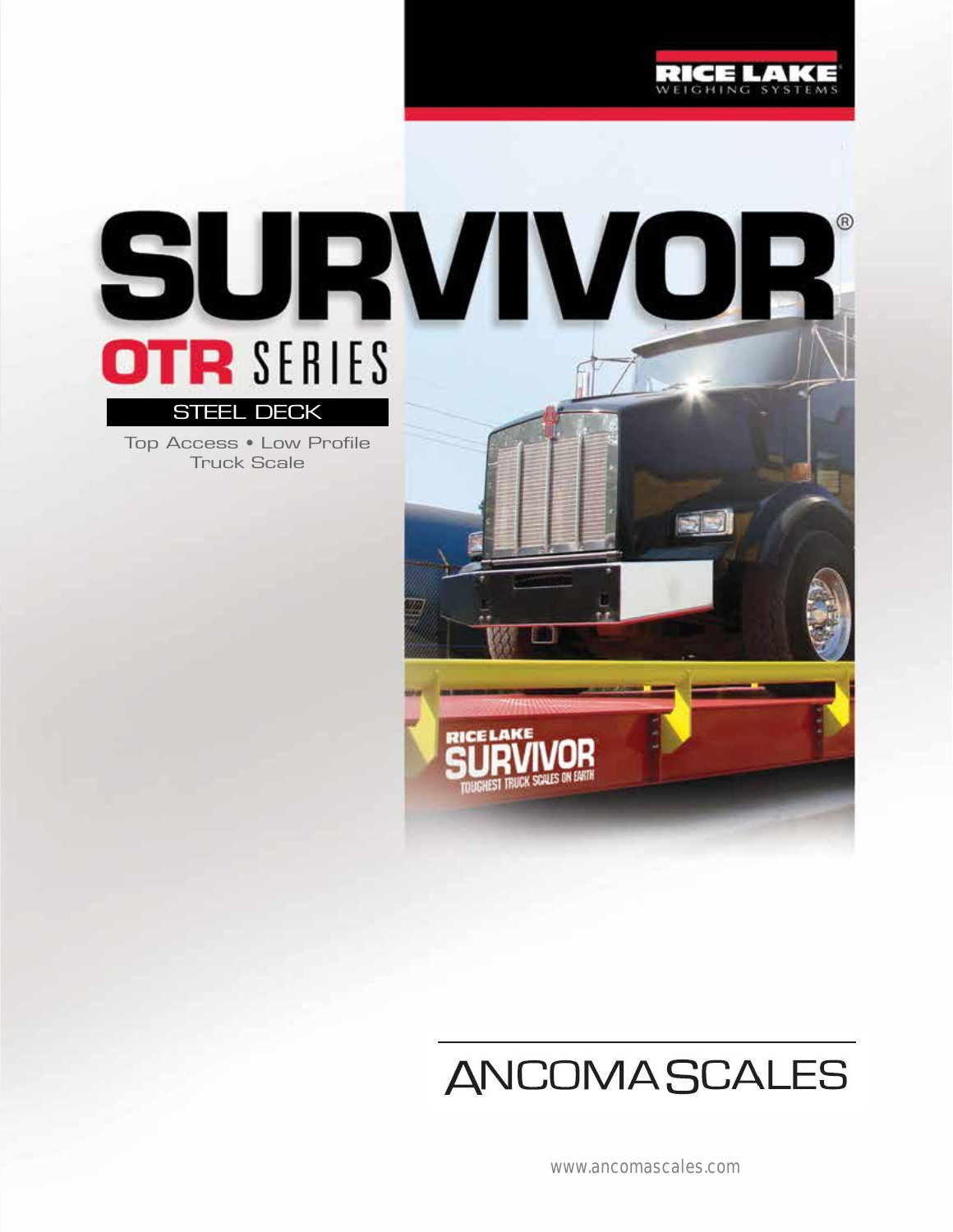RICE LAKE WEIGHING SYSTEMS

# SURVIVOR®

## OTR SERIES

### STEEL DECK

Top Access • Low Profile Truck Scale

ANCOMA SCALES

www.ancomascales.com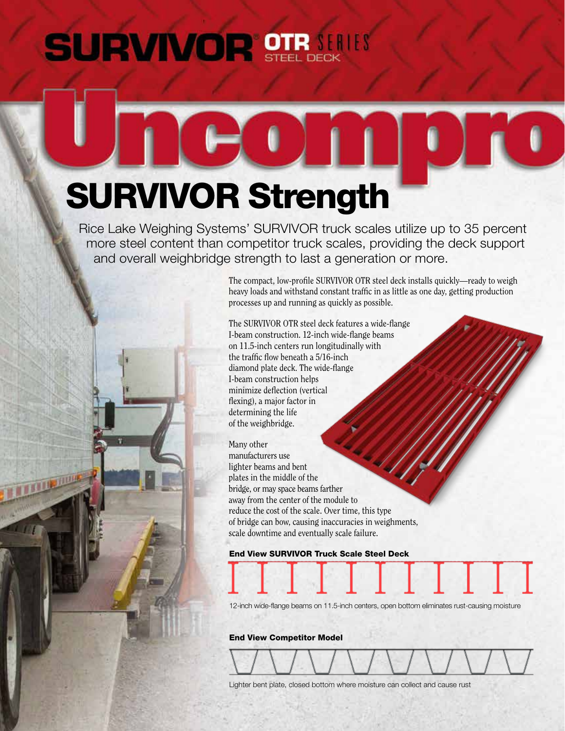SURVIVOR® OTR SERIES STEEL DECK

# Uncompro

# SURVIVOR Strength

Rice Lake Weighing Systems' SURVIVOR truck scales utilize up to 35 percent more steel content than competitor truck scales, providing the deck support and overall weighbridge strength to last a generation or more.

The compact, low-profile SURVIVOR OTR steel deck installs quickly—ready to weigh heavy loads and withstand constant traffic in as little as one day, getting production processes up and running as quickly as possible.

The SURVIVOR OTR steel deck features a wide-flange I-beam construction. 12-inch wide-flange beams on 11.5-inch centers run longitudinally with the traffic flow beneath a 5/16-inch diamond plate deck. The wide-flange I-beam construction helps minimize deflection (vertical flexing), a major factor in determining the life of the weighbridge.

Many other manufacturers use lighter beams and bent plates in the middle of the bridge, or may space beams farther away from the center of the module to reduce the cost of the scale. Over time, this type of bridge can bow, causing inaccuracies in weighments, scale downtime and eventually scale failure.

**End View SURVIVOR Truck Scale Steel Deck**

12-inch wide-flange beams on 11.5-inch centers, open bottom eliminates rust-causing moisture

**End View Competitor Model**

Lighter bent plate, closed bottom where moisture can collect and cause rust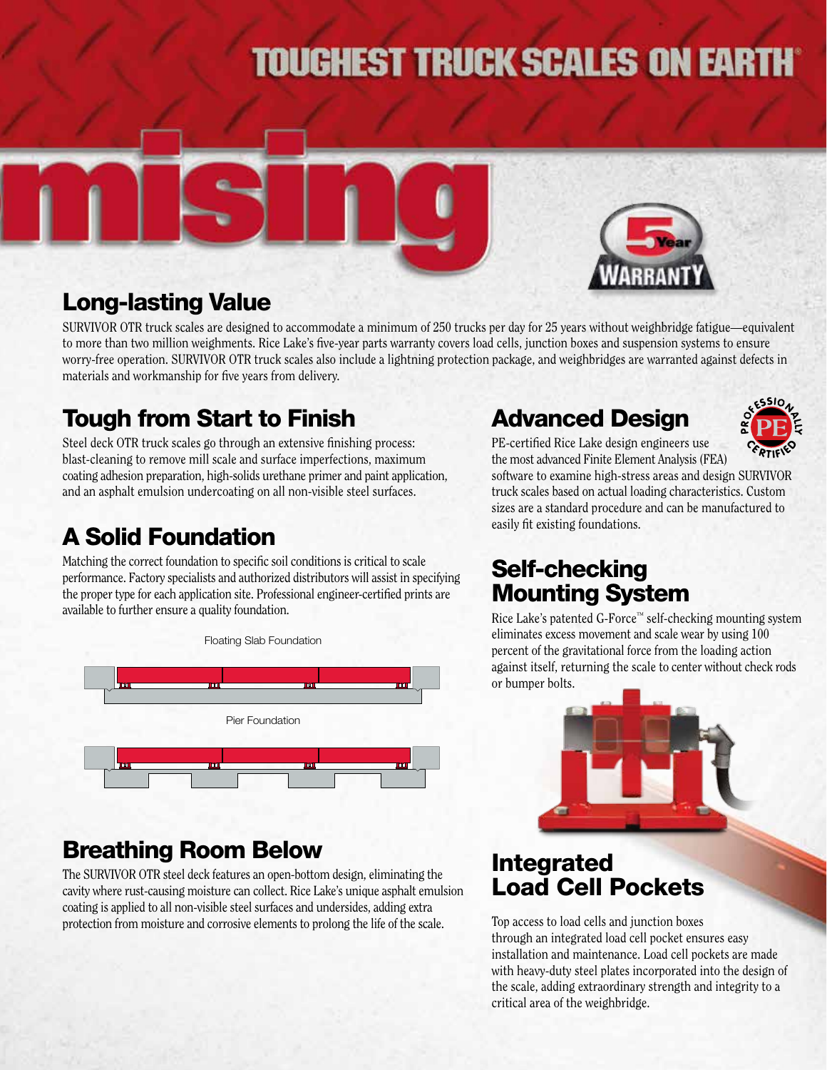# TOUGHEST TRUCK SCALES ON EARTH®

mising

## Long-lasting Value

SURVIVOR OTR truck scales are designed to accommodate a minimum of 250 trucks per day for 25 years without weighbridge fatigue—equivalent to more than two million weighments. Rice Lake's five-year parts warranty covers load cells, junction boxes and suspension systems to ensure worry-free operation. SURVIVOR OTR truck scales also include a lightning protection package, and weighbridges are warranted against defects in materials and workmanship for five years from delivery.

## Tough from Start to Finish

Steel deck OTR truck scales go through an extensive finishing process: blast-cleaning to remove mill scale and surface imperfections, maximum coating adhesion preparation, high-solids urethane primer and paint application, and an asphalt emulsion undercoating on all non-visible steel surfaces.

## A Solid Foundation

Matching the correct foundation to specific soil conditions is critical to scale performance. Factory specialists and authorized distributors will assist in specifying the proper type for each application site. Professional engineer-certified prints are available to further ensure a quality foundation.

Floating Slab Foundation

Pier Foundation

## Breathing Room Below

The SURVIVOR OTR steel deck features an open-bottom design, eliminating the cavity where rust-causing moisture can collect. Rice Lake's unique asphalt emulsion coating is applied to all non-visible steel surfaces and undersides, adding extra protection from moisture and corrosive elements to prolong the life of the scale.

## Advanced Design

PE-certified Rice Lake design engineers use the most advanced Finite Element Analysis (FEA) software to examine high-stress areas and design SURVIVOR truck scales based on actual loading characteristics. Custom sizes are a standard procedure and can be manufactured to easily fit existing foundations.

## Self-checking Mounting System

Rice Lake's patented G-Force™ self-checking mounting system eliminates excess movement and scale wear by using 100 percent of the gravitational force from the loading action against itself, returning the scale to center without check rods or bumper bolts.

## Integrated Load Cell Pockets

Top access to load cells and junction boxes through an integrated load cell pocket ensures easy installation and maintenance. Load cell pockets are made with heavy-duty steel plates incorporated into the design of the scale, adding extraordinary strength and integrity to a critical area of the weighbridge.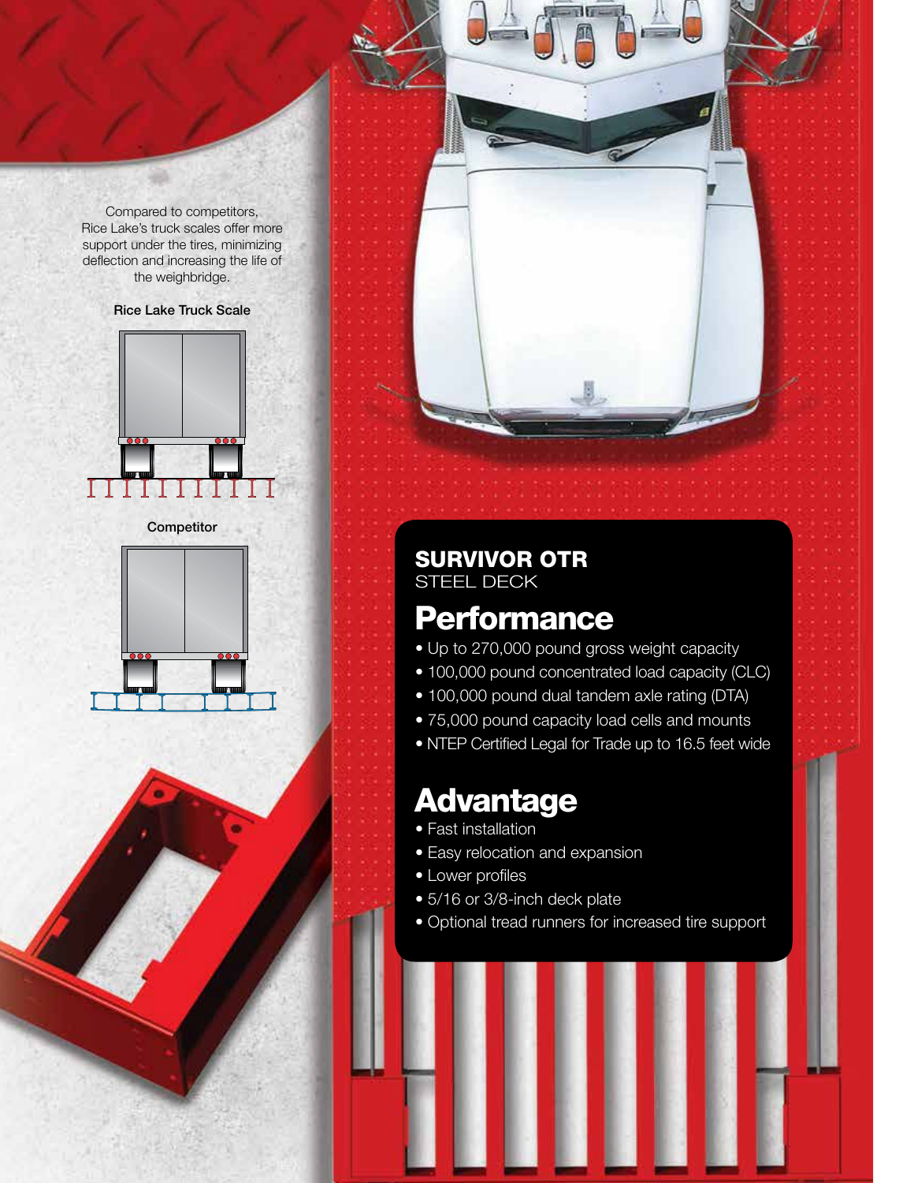Compared to competitors, Rice Lake's truck scales offer more support under the tires, minimizing deflection and increasing the life of the weighbridge.

Rice Lake Truck Scale

Competitor

## SURVIVOR OTR

STEEL DECK

# Performance

- Up to 270,000 pound gross weight capacity
- 100,000 pound concentrated load capacity (CLC)
- 100,000 pound dual tandem axle rating (DTA)
- 75,000 pound capacity load cells and mounts
- NTEP Certified Legal for Trade up to 16.5 feet wide

# Advantage

- Fast installation
- Easy relocation and expansion
- Lower profiles
- 5/16 or 3/8-inch deck plate
- Optional tread runners for increased tire support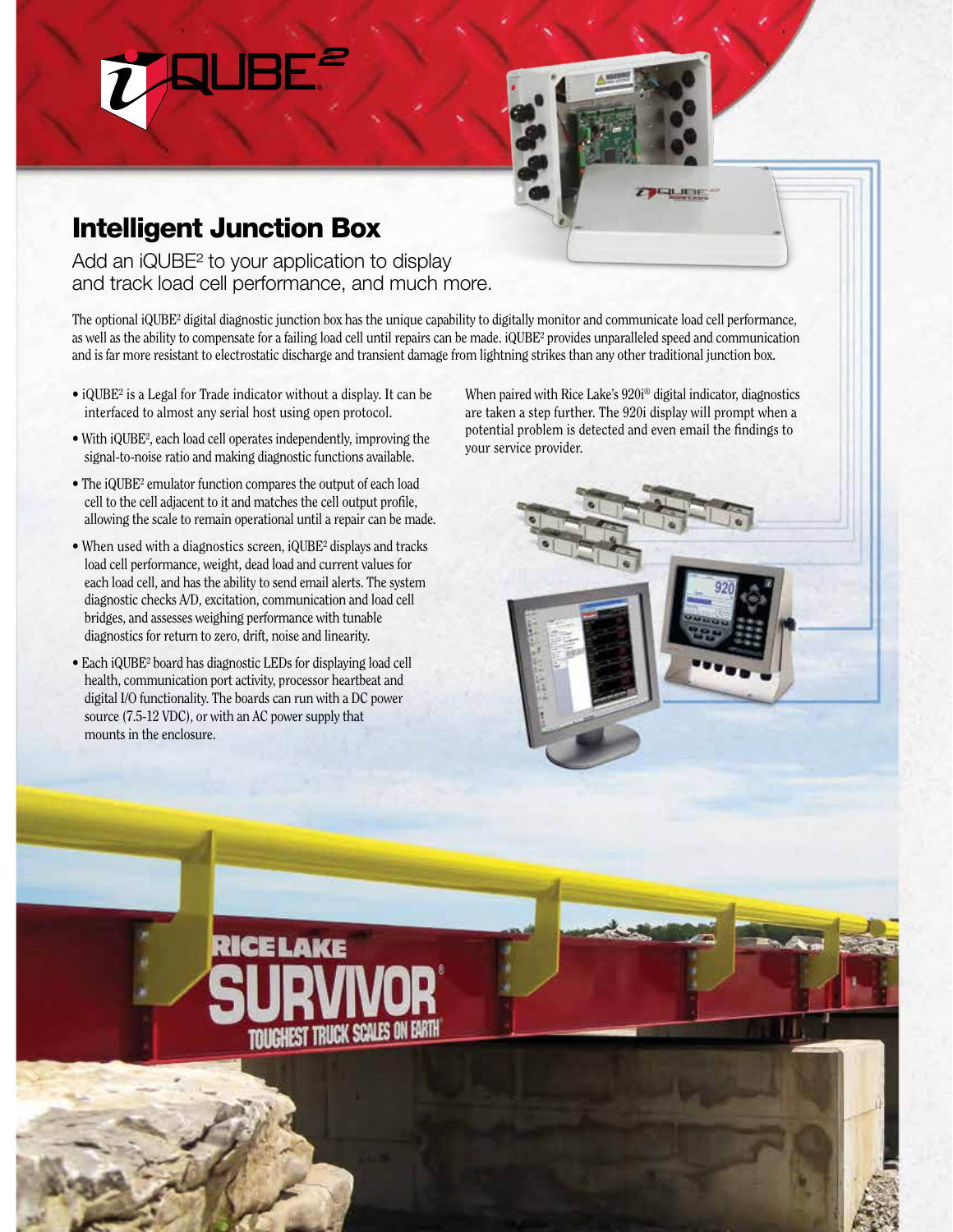# iQUBE²

## Intelligent Junction Box

Add an iQUBE² to your application to display and track load cell performance, and much more.

The optional iQUBE² digital diagnostic junction box has the unique capability to digitally monitor and communicate load cell performance, as well as the ability to compensate for a failing load cell until repairs can be made. iQUBE² provides unparalleled speed and communication and is far more resistant to electrostatic discharge and transient damage from lightning strikes than any other traditional junction box.

- iQUBE² is a Legal for Trade indicator without a display. It can be interfaced to almost any serial host using open protocol.
- With iQUBE², each load cell operates independently, improving the signal-to-noise ratio and making diagnostic functions available.
- The iQUBE² emulator function compares the output of each load cell to the cell adjacent to it and matches the cell output profile, allowing the scale to remain operational until a repair can be made.
- When used with a diagnostics screen, iQUBE² displays and tracks load cell performance, weight, dead load and current values for each load cell, and has the ability to send email alerts. The system diagnostic checks A/D, excitation, communication and load cell bridges, and assesses weighing performance with tunable diagnostics for return to zero, drift, noise and linearity.
- Each iQUBE² board has diagnostic LEDs for displaying load cell health, communication port activity, processor heartbeat and digital I/O functionality. The boards can run with a DC power source (7.5-12 VDC), or with an AC power supply that mounts in the enclosure.

When paired with Rice Lake's 920i® digital indicator, diagnostics are taken a step further. The 920i display will prompt when a potential problem is detected and even email the findings to your service provider.

RICE LAKE SURVIVOR® TOUGHEST TRUCK SCALES ON EARTH®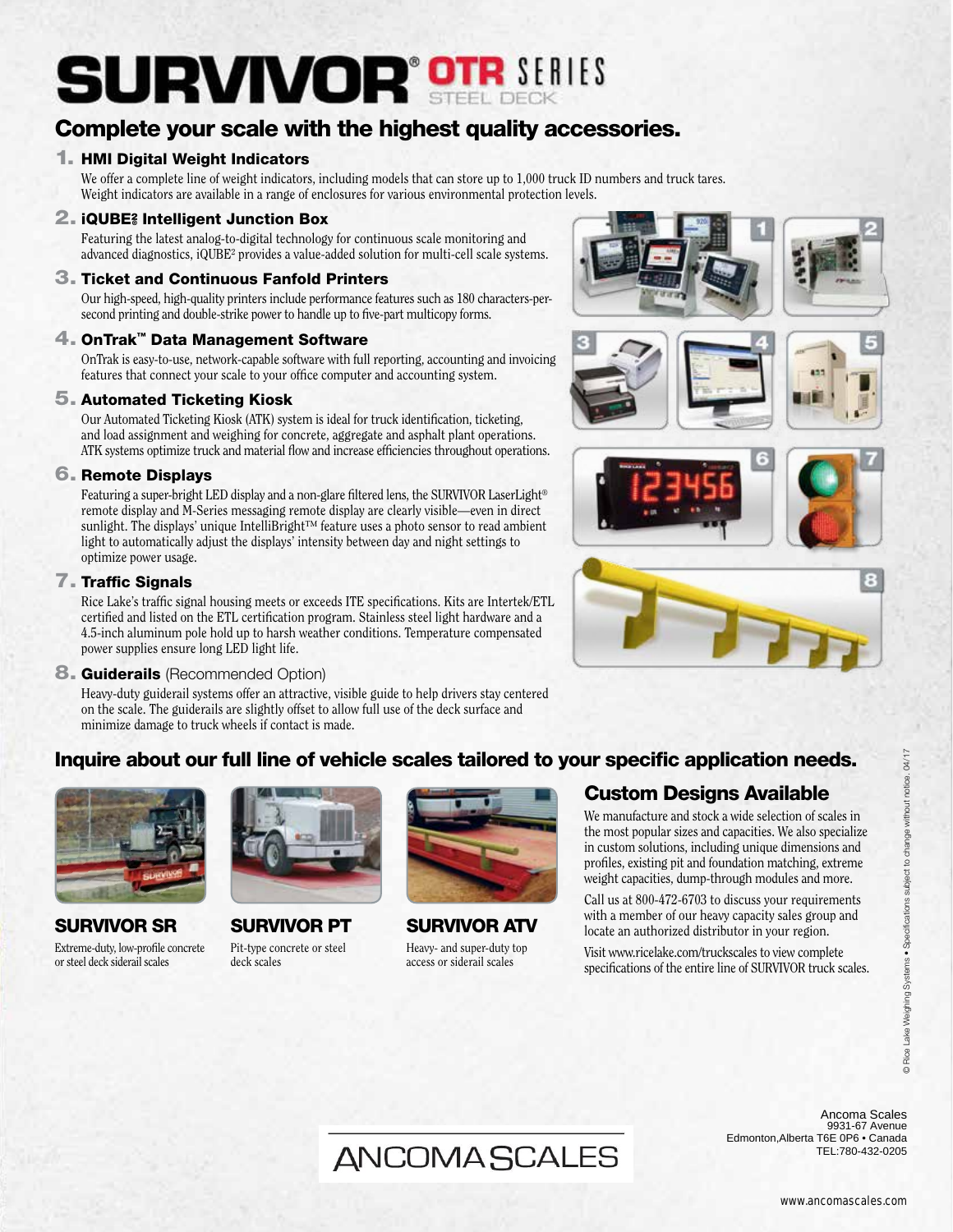# SURVIVOR® OTR SERIES STEEL DECK

## Complete your scale with the highest quality accessories.

### 1. HMI Digital Weight Indicators

We offer a complete line of weight indicators, including models that can store up to 1,000 truck ID numbers and truck tares. Weight indicators are available in a range of enclosures for various environmental protection levels.

### 2. iQUBE² Intelligent Junction Box

Featuring the latest analog-to-digital technology for continuous scale monitoring and advanced diagnostics, iQUBE² provides a value-added solution for multi-cell scale systems.

### 3. Ticket and Continuous Fanfold Printers

Our high-speed, high-quality printers include performance features such as 180 characters-per-second printing and double-strike power to handle up to five-part multicopy forms.

### 4. OnTrak™ Data Management Software

OnTrak is easy-to-use, network-capable software with full reporting, accounting and invoicing features that connect your scale to your office computer and accounting system.

### 5. Automated Ticketing Kiosk

Our Automated Ticketing Kiosk (ATK) system is ideal for truck identification, ticketing, and load assignment and weighing for concrete, aggregate and asphalt plant operations. ATK systems optimize truck and material flow and increase efficiencies throughout operations.

### 6. Remote Displays

Featuring a super-bright LED display and a non-glare filtered lens, the SURVIVOR LaserLight® remote display and M-Series messaging remote display are clearly visible—even in direct sunlight. The displays' unique IntelliBright™ feature uses a photo sensor to read ambient light to automatically adjust the displays' intensity between day and night settings to optimize power usage.

### 7. Traffic Signals

Rice Lake's traffic signal housing meets or exceeds ITE specifications. Kits are Intertek/ETL certified and listed on the ETL certification program. Stainless steel light hardware and a 4.5-inch aluminum pole hold up to harsh weather conditions. Temperature compensated power supplies ensure long LED light life.

### 8. Guiderails (Recommended Option)

Heavy-duty guiderail systems offer an attractive, visible guide to help drivers stay centered on the scale. The guiderails are slightly offset to allow full use of the deck surface and minimize damage to truck wheels if contact is made.

## Inquire about our full line of vehicle scales tailored to your specific application needs.

### SURVIVOR SR

Extreme-duty, low-profile concrete or steel deck siderail scales

### SURVIVOR PT

Pit-type concrete or steel deck scales

### SURVIVOR ATV

Heavy- and super-duty top access or siderail scales

### Custom Designs Available

We manufacture and stock a wide selection of scales in the most popular sizes and capacities. We also specialize in custom solutions, including unique dimensions and profiles, existing pit and foundation matching, extreme weight capacities, dump-through modules and more.

Call us at 800-472-6703 to discuss your requirements with a member of our heavy capacity sales group and locate an authorized distributor in your region.

Visit www.ricelake.com/truckscales to view complete specifications of the entire line of SURVIVOR truck scales.

© Rice Lake Weighing Systems • Specifications subject to change without notice. 04/17

ANCOMA SCALES

Ancoma Scales
9931-67 Avenue
Edmonton,Alberta T6E 0P6 • Canada
TEL:780-432-0205

www.ancomascales.com